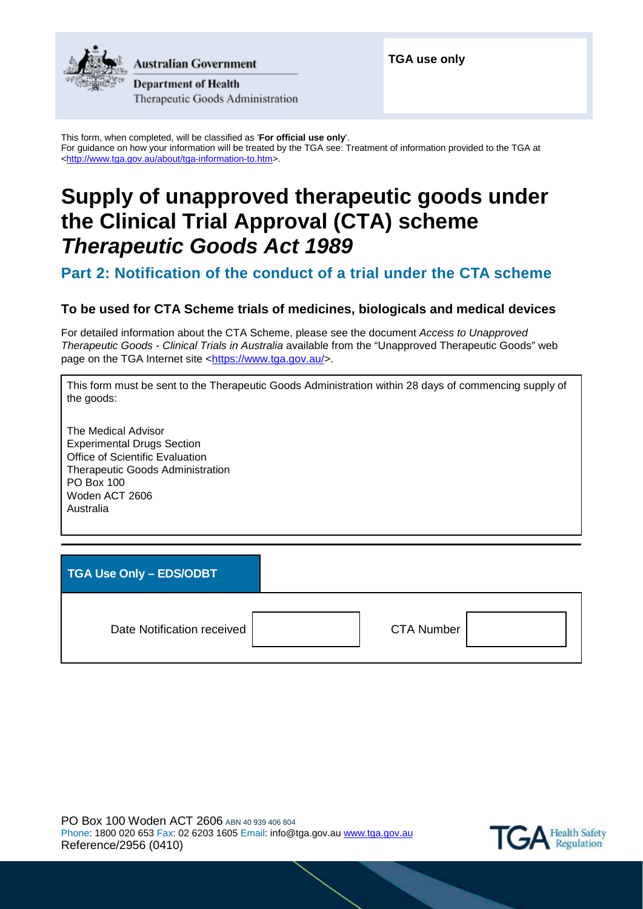Australian Government

Department of Health

Therapeutic Goods Administration

**TGA use only**

This form, when completed, will be classified as '**For official use only**'.
For guidance on how your information will be treated by the TGA see: Treatment of information provided to the TGA at <http://www.tga.gov.au/about/tga-information-to.htm>.

# Supply of unapproved therapeutic goods under the Clinical Trial Approval (CTA) scheme *Therapeutic Goods Act 1989*

## Part 2: Notification of the conduct of a trial under the CTA scheme

### To be used for CTA Scheme trials of medicines, biologicals and medical devices

For detailed information about the CTA Scheme, please see the document *Access to Unapproved Therapeutic Goods - Clinical Trials in Australia* available from the "Unapproved Therapeutic Goods" web page on the TGA Internet site <https://www.tga.gov.au/>.

This form must be sent to the Therapeutic Goods Administration within 28 days of commencing supply of the goods:

The Medical Advisor
Experimental Drugs Section
Office of Scientific Evaluation
Therapeutic Goods Administration
PO Box 100
Woden ACT 2606
Australia

**TGA Use Only – EDS/ODBT**

| Date Notification received | | CTA Number | |
|---|---|---|---|

PO Box 100 Woden ACT 2606 ABN 40 939 406 804
Phone: 1800 020 653 Fax: 02 6203 1605 Email: info@tga.gov.au www.tga.gov.au
Reference/2956 (0410)

TGA Health Safety Regulation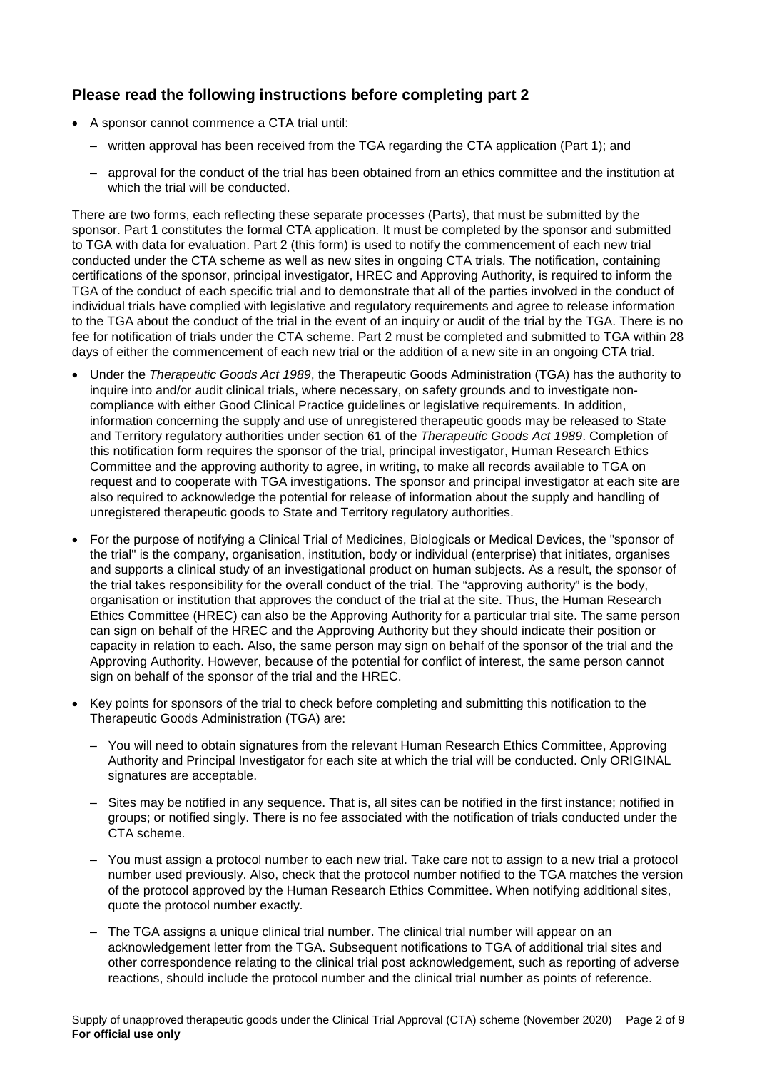## Please read the following instructions before completing part 2

- A sponsor cannot commence a CTA trial until:
  - written approval has been received from the TGA regarding the CTA application (Part 1); and
  - approval for the conduct of the trial has been obtained from an ethics committee and the institution at which the trial will be conducted.

There are two forms, each reflecting these separate processes (Parts), that must be submitted by the sponsor. Part 1 constitutes the formal CTA application. It must be completed by the sponsor and submitted to TGA with data for evaluation. Part 2 (this form) is used to notify the commencement of each new trial conducted under the CTA scheme as well as new sites in ongoing CTA trials. The notification, containing certifications of the sponsor, principal investigator, HREC and Approving Authority, is required to inform the TGA of the conduct of each specific trial and to demonstrate that all of the parties involved in the conduct of individual trials have complied with legislative and regulatory requirements and agree to release information to the TGA about the conduct of the trial in the event of an inquiry or audit of the trial by the TGA. There is no fee for notification of trials under the CTA scheme. Part 2 must be completed and submitted to TGA within 28 days of either the commencement of each new trial or the addition of a new site in an ongoing CTA trial.

- Under the *Therapeutic Goods Act 1989*, the Therapeutic Goods Administration (TGA) has the authority to inquire into and/or audit clinical trials, where necessary, on safety grounds and to investigate non-compliance with either Good Clinical Practice guidelines or legislative requirements. In addition, information concerning the supply and use of unregistered therapeutic goods may be released to State and Territory regulatory authorities under section 61 of the *Therapeutic Goods Act 1989*. Completion of this notification form requires the sponsor of the trial, principal investigator, Human Research Ethics Committee and the approving authority to agree, in writing, to make all records available to TGA on request and to cooperate with TGA investigations. The sponsor and principal investigator at each site are also required to acknowledge the potential for release of information about the supply and handling of unregistered therapeutic goods to State and Territory regulatory authorities.
- For the purpose of notifying a Clinical Trial of Medicines, Biologicals or Medical Devices, the "sponsor of the trial" is the company, organisation, institution, body or individual (enterprise) that initiates, organises and supports a clinical study of an investigational product on human subjects. As a result, the sponsor of the trial takes responsibility for the overall conduct of the trial. The "approving authority" is the body, organisation or institution that approves the conduct of the trial at the site. Thus, the Human Research Ethics Committee (HREC) can also be the Approving Authority for a particular trial site. The same person can sign on behalf of the HREC and the Approving Authority but they should indicate their position or capacity in relation to each. Also, the same person may sign on behalf of the sponsor of the trial and the Approving Authority. However, because of the potential for conflict of interest, the same person cannot sign on behalf of the sponsor of the trial and the HREC.
- Key points for sponsors of the trial to check before completing and submitting this notification to the Therapeutic Goods Administration (TGA) are:
  - You will need to obtain signatures from the relevant Human Research Ethics Committee, Approving Authority and Principal Investigator for each site at which the trial will be conducted. Only ORIGINAL signatures are acceptable.
  - Sites may be notified in any sequence. That is, all sites can be notified in the first instance; notified in groups; or notified singly. There is no fee associated with the notification of trials conducted under the CTA scheme.
  - You must assign a protocol number to each new trial. Take care not to assign to a new trial a protocol number used previously. Also, check that the protocol number notified to the TGA matches the version of the protocol approved by the Human Research Ethics Committee. When notifying additional sites, quote the protocol number exactly.
  - The TGA assigns a unique clinical trial number. The clinical trial number will appear on an acknowledgement letter from the TGA. Subsequent notifications to TGA of additional trial sites and other correspondence relating to the clinical trial post acknowledgement, such as reporting of adverse reactions, should include the protocol number and the clinical trial number as points of reference.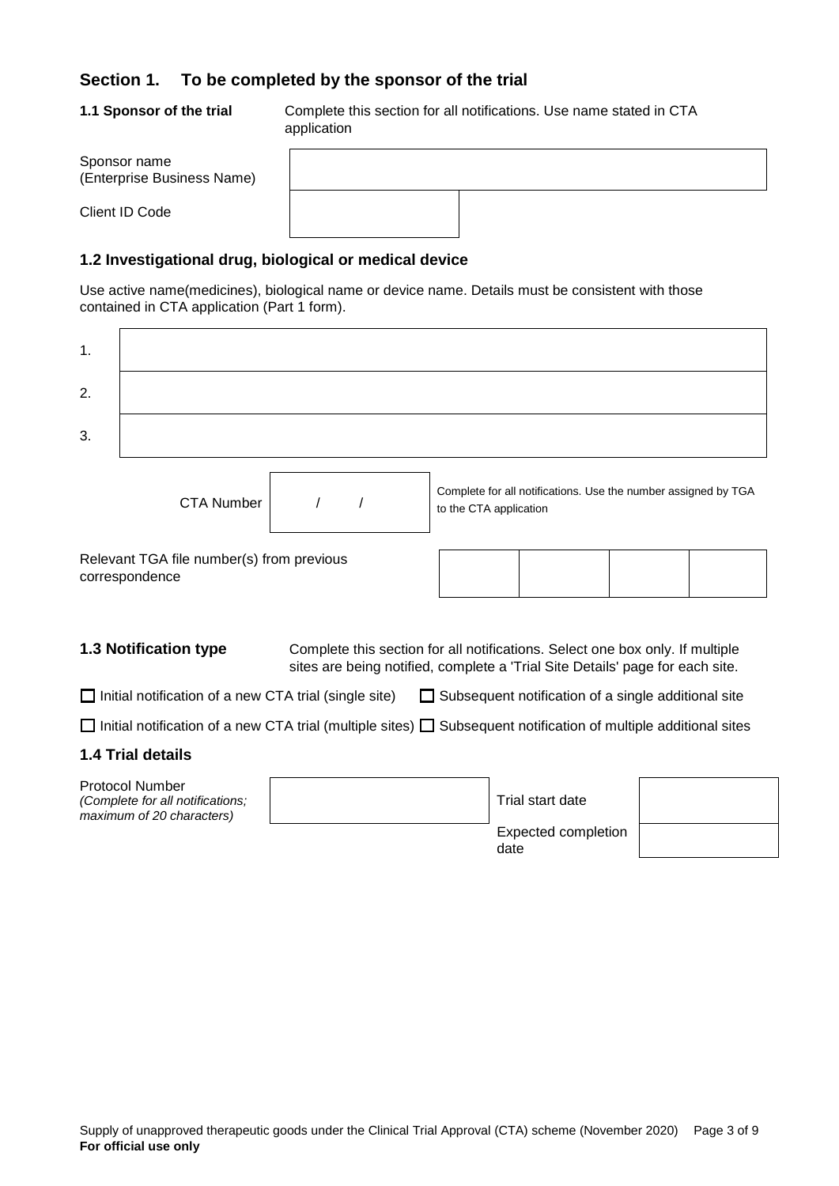## Section 1. To be completed by the sponsor of the trial

**1.1 Sponsor of the trial** — Complete this section for all notifications. Use name stated in CTA application

| | |
|---|---|
| Sponsor name (Enterprise Business Name) | |
| Client ID Code | |

### 1.2 Investigational drug, biological or medical device

Use active name(medicines), biological name or device name. Details must be consistent with those contained in CTA application (Part 1 form).

| | |
|---|---|
| 1. | |
| 2. | |
| 3. | |

CTA Number: / /

Complete for all notifications. Use the number assigned by TGA to the CTA application

| Relevant TGA file number(s) from previous correspondence | | | | |
|---|---|---|---|---|

**1.3 Notification type** — Complete this section for all notifications. Select one box only. If multiple sites are being notified, complete a 'Trial Site Details' page for each site.

☐ Initial notification of a new CTA trial (single site) ☐ Subsequent notification of a single additional site

☐ Initial notification of a new CTA trial (multiple sites) ☐ Subsequent notification of multiple additional sites

### 1.4 Trial details

| | | | |
|---|---|---|---|
| Protocol Number *(Complete for all notifications; maximum of 20 characters)* | | Trial start date | |
| | | Expected completion date | |

Supply of unapproved therapeutic goods under the Clinical Trial Approval (CTA) scheme (November 2020)

**For official use only**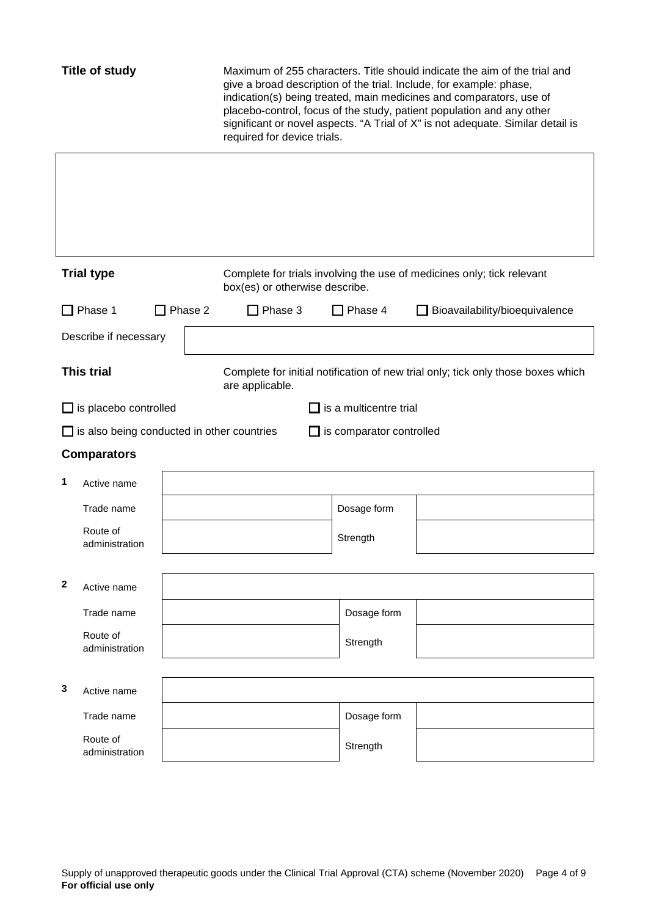**Title of study**

Maximum of 255 characters. Title should indicate the aim of the trial and give a broad description of the trial. Include, for example: phase, indication(s) being treated, main medicines and comparators, use of placebo-control, focus of the study, patient population and any other significant or novel aspects. "A Trial of X" is not adequate. Similar detail is required for device trials.

| |
|---|
| |

**Trial type**

Complete for trials involving the use of medicines only; tick relevant box(es) or otherwise describe.

☐ Phase 1 ☐ Phase 2 ☐ Phase 3 ☐ Phase 4 ☐ Bioavailability/bioequivalence

| Describe if necessary | |
|---|---|

**This trial**

Complete for initial notification of new trial only; tick only those boxes which are applicable.

☐ is placebo controlled ☐ is a multicentre trial

☐ is also being conducted in other countries ☐ is comparator controlled

**Comparators**

**1**

| Active name | | | |
|---|---|---|---|
| Trade name | | Dosage form | |
| Route of administration | | Strength | |

**2**

| Active name | | | |
|---|---|---|---|
| Trade name | | Dosage form | |
| Route of administration | | Strength | |

**3**

| Active name | | | |
|---|---|---|---|
| Trade name | | Dosage form | |
| Route of administration | | Strength | |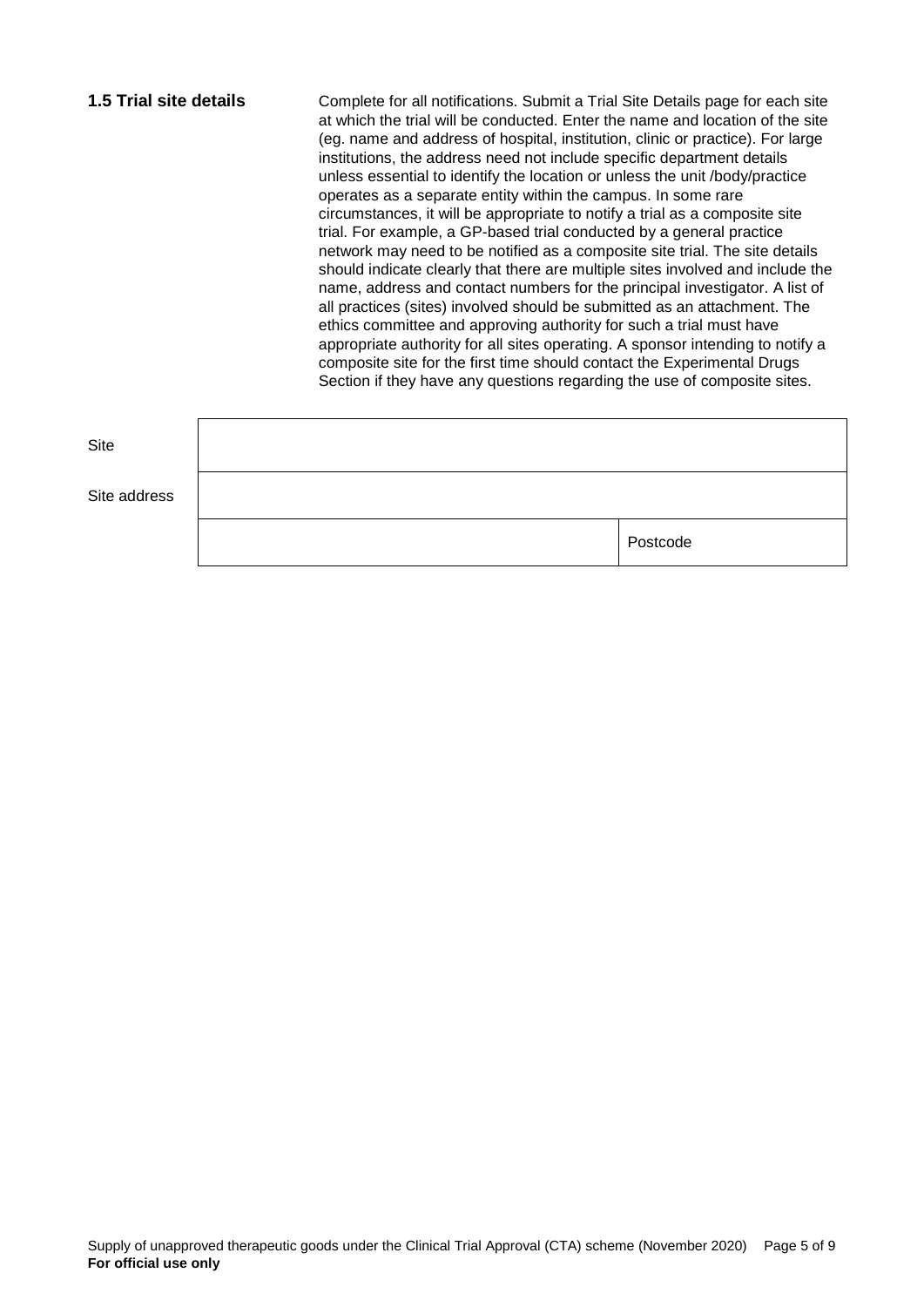### 1.5 Trial site details

Complete for all notifications. Submit a Trial Site Details page for each site at which the trial will be conducted. Enter the name and location of the site (eg. name and address of hospital, institution, clinic or practice). For large institutions, the address need not include specific department details unless essential to identify the location or unless the unit /body/practice operates as a separate entity within the campus. In some rare circumstances, it will be appropriate to notify a trial as a composite site trial. For example, a GP-based trial conducted by a general practice network may need to be notified as a composite site trial. The site details should indicate clearly that there are multiple sites involved and include the name, address and contact numbers for the principal investigator. A list of all practices (sites) involved should be submitted as an attachment. The ethics committee and approving authority for such a trial must have appropriate authority for all sites operating. A sponsor intending to notify a composite site for the first time should contact the Experimental Drugs Section if they have any questions regarding the use of composite sites.

| | | |
|---|---|---|
| Site | | |
| Site address | | |
| | | Postcode |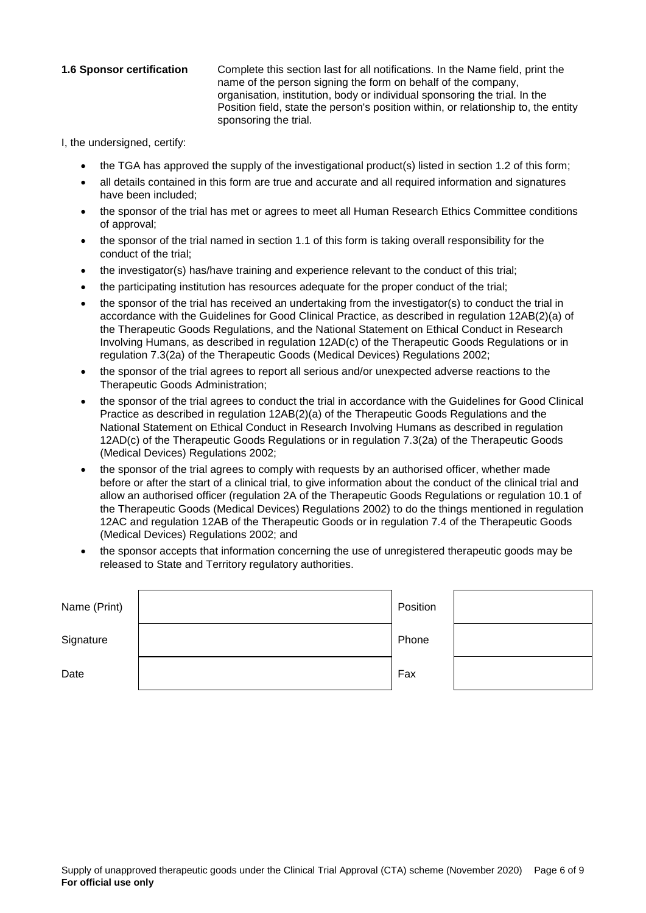**1.6 Sponsor certification**

Complete this section last for all notifications. In the Name field, print the name of the person signing the form on behalf of the company, organisation, institution, body or individual sponsoring the trial. In the Position field, state the person's position within, or relationship to, the entity sponsoring the trial.

I, the undersigned, certify:

- the TGA has approved the supply of the investigational product(s) listed in section 1.2 of this form;
- all details contained in this form are true and accurate and all required information and signatures have been included;
- the sponsor of the trial has met or agrees to meet all Human Research Ethics Committee conditions of approval;
- the sponsor of the trial named in section 1.1 of this form is taking overall responsibility for the conduct of the trial;
- the investigator(s) has/have training and experience relevant to the conduct of this trial;
- the participating institution has resources adequate for the proper conduct of the trial;
- the sponsor of the trial has received an undertaking from the investigator(s) to conduct the trial in accordance with the Guidelines for Good Clinical Practice, as described in regulation 12AB(2)(a) of the Therapeutic Goods Regulations, and the National Statement on Ethical Conduct in Research Involving Humans, as described in regulation 12AD(c) of the Therapeutic Goods Regulations or in regulation 7.3(2a) of the Therapeutic Goods (Medical Devices) Regulations 2002;
- the sponsor of the trial agrees to report all serious and/or unexpected adverse reactions to the Therapeutic Goods Administration;
- the sponsor of the trial agrees to conduct the trial in accordance with the Guidelines for Good Clinical Practice as described in regulation 12AB(2)(a) of the Therapeutic Goods Regulations and the National Statement on Ethical Conduct in Research Involving Humans as described in regulation 12AD(c) of the Therapeutic Goods Regulations or in regulation 7.3(2a) of the Therapeutic Goods (Medical Devices) Regulations 2002;
- the sponsor of the trial agrees to comply with requests by an authorised officer, whether made before or after the start of a clinical trial, to give information about the conduct of the clinical trial and allow an authorised officer (regulation 2A of the Therapeutic Goods Regulations or regulation 10.1 of the Therapeutic Goods (Medical Devices) Regulations 2002) to do the things mentioned in regulation 12AC and regulation 12AB of the Therapeutic Goods or in regulation 7.4 of the Therapeutic Goods (Medical Devices) Regulations 2002; and
- the sponsor accepts that information concerning the use of unregistered therapeutic goods may be released to State and Territory regulatory authorities.

| | | | |
|---|---|---|---|
| Name (Print) | | Position | |
| Signature | | Phone | |
| Date | | Fax | |

Supply of unapproved therapeutic goods under the Clinical Trial Approval (CTA) scheme (November 2020)

**For official use only**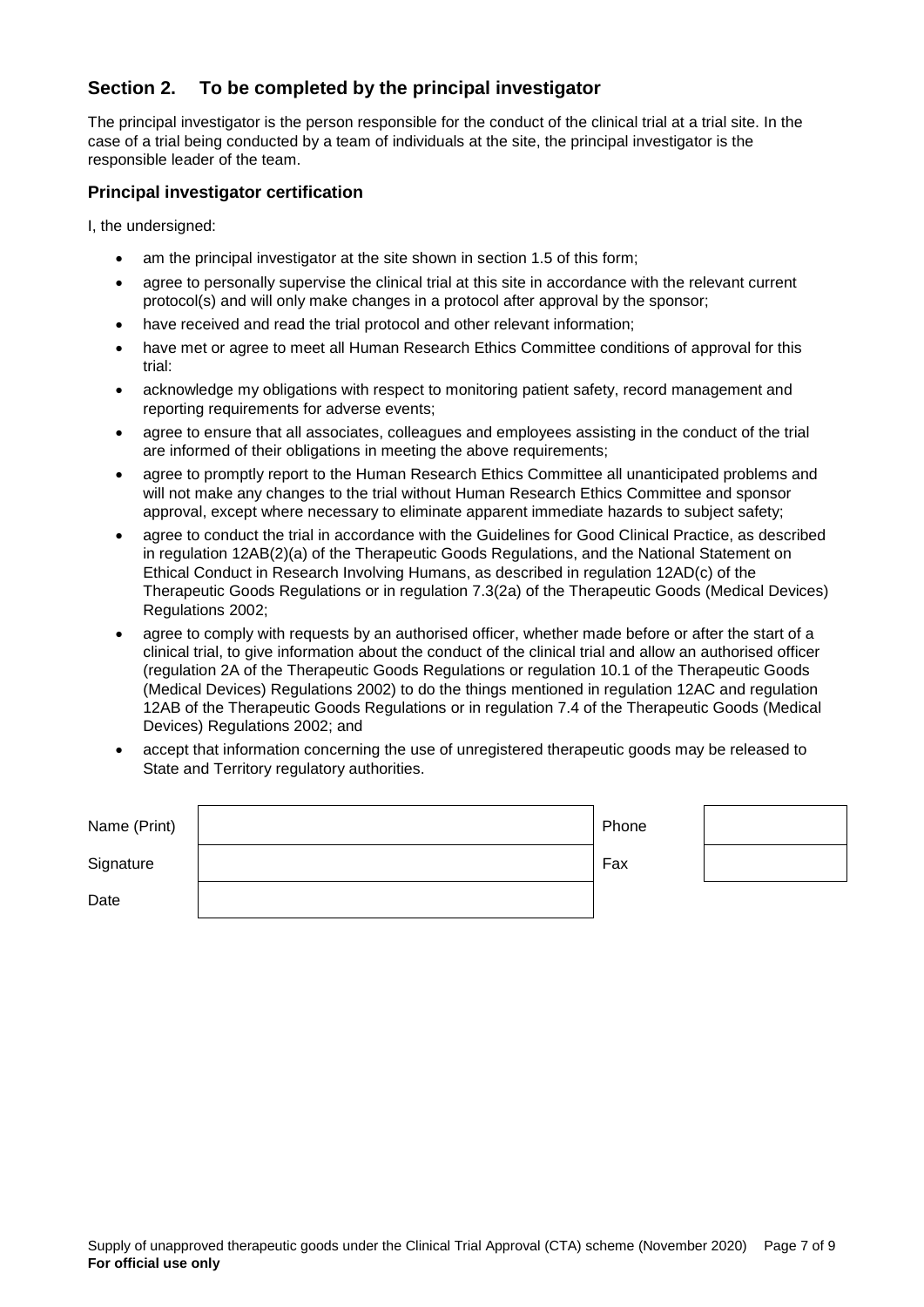## Section 2. To be completed by the principal investigator

The principal investigator is the person responsible for the conduct of the clinical trial at a trial site. In the case of a trial being conducted by a team of individuals at the site, the principal investigator is the responsible leader of the team.

### Principal investigator certification

I, the undersigned:

- am the principal investigator at the site shown in section 1.5 of this form;
- agree to personally supervise the clinical trial at this site in accordance with the relevant current protocol(s) and will only make changes in a protocol after approval by the sponsor;
- have received and read the trial protocol and other relevant information;
- have met or agree to meet all Human Research Ethics Committee conditions of approval for this trial:
- acknowledge my obligations with respect to monitoring patient safety, record management and reporting requirements for adverse events;
- agree to ensure that all associates, colleagues and employees assisting in the conduct of the trial are informed of their obligations in meeting the above requirements;
- agree to promptly report to the Human Research Ethics Committee all unanticipated problems and will not make any changes to the trial without Human Research Ethics Committee and sponsor approval, except where necessary to eliminate apparent immediate hazards to subject safety;
- agree to conduct the trial in accordance with the Guidelines for Good Clinical Practice, as described in regulation 12AB(2)(a) of the Therapeutic Goods Regulations, and the National Statement on Ethical Conduct in Research Involving Humans, as described in regulation 12AD(c) of the Therapeutic Goods Regulations or in regulation 7.3(2a) of the Therapeutic Goods (Medical Devices) Regulations 2002;
- agree to comply with requests by an authorised officer, whether made before or after the start of a clinical trial, to give information about the conduct of the clinical trial and allow an authorised officer (regulation 2A of the Therapeutic Goods Regulations or regulation 10.1 of the Therapeutic Goods (Medical Devices) Regulations 2002) to do the things mentioned in regulation 12AC and regulation 12AB of the Therapeutic Goods Regulations or in regulation 7.4 of the Therapeutic Goods (Medical Devices) Regulations 2002; and
- accept that information concerning the use of unregistered therapeutic goods may be released to State and Territory regulatory authorities.

| Name (Print) | | Phone | |
|---|---|---|---|
| Signature | | Fax | |
| Date | | | |

**For official use only**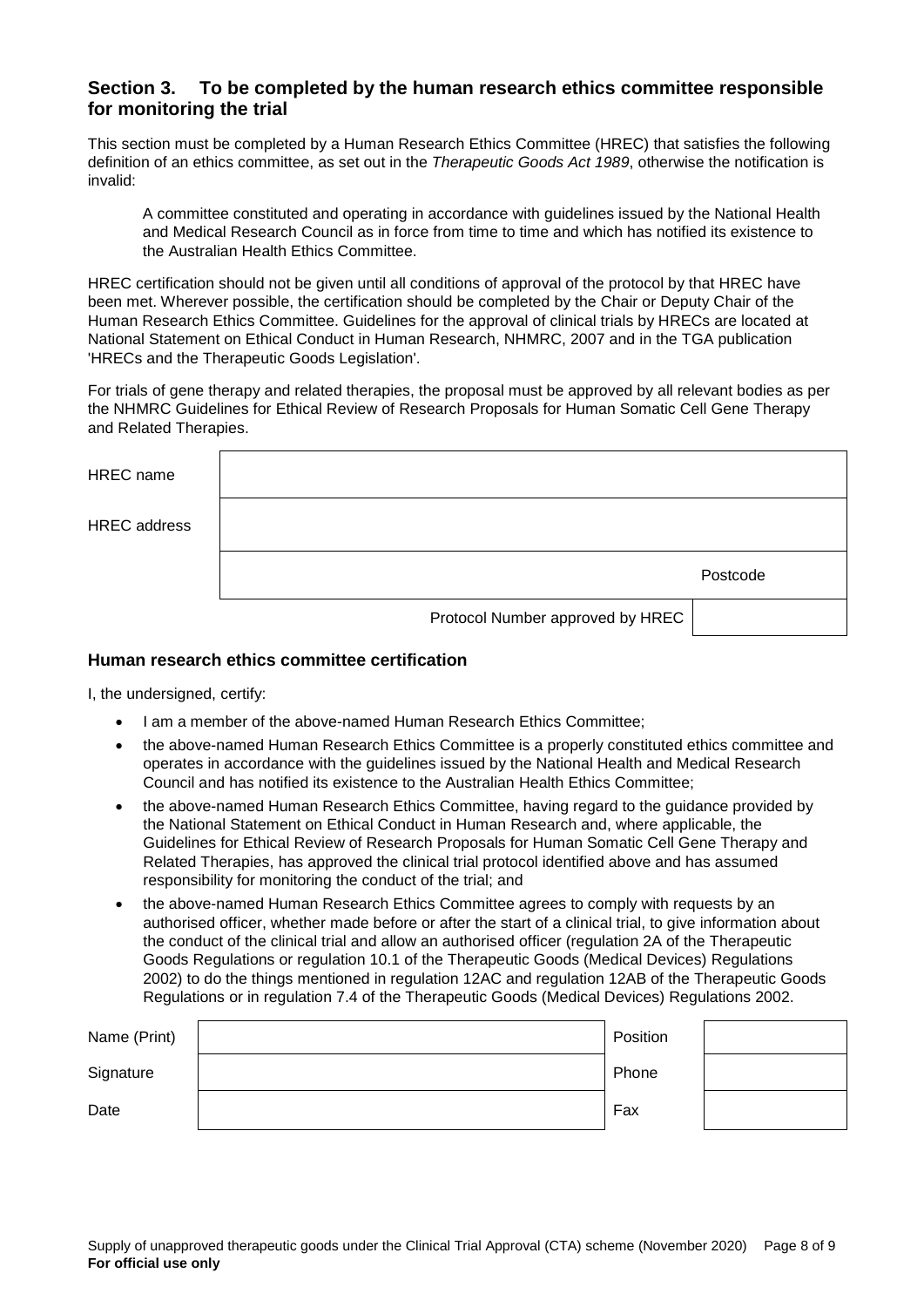## Section 3. To be completed by the human research ethics committee responsible for monitoring the trial

This section must be completed by a Human Research Ethics Committee (HREC) that satisfies the following definition of an ethics committee, as set out in the *Therapeutic Goods Act 1989*, otherwise the notification is invalid:

> A committee constituted and operating in accordance with guidelines issued by the National Health and Medical Research Council as in force from time to time and which has notified its existence to the Australian Health Ethics Committee.

HREC certification should not be given until all conditions of approval of the protocol by that HREC have been met. Wherever possible, the certification should be completed by the Chair or Deputy Chair of the Human Research Ethics Committee. Guidelines for the approval of clinical trials by HRECs are located at National Statement on Ethical Conduct in Human Research, NHMRC, 2007 and in the TGA publication 'HRECs and the Therapeutic Goods Legislation'.

For trials of gene therapy and related therapies, the proposal must be approved by all relevant bodies as per the NHMRC Guidelines for Ethical Review of Research Proposals for Human Somatic Cell Gene Therapy and Related Therapies.

| | | |
|---|---|---|
| HREC name | | |
| HREC address | | |
| | Postcode | |
| | Protocol Number approved by HREC | |

### Human research ethics committee certification

I, the undersigned, certify:

- I am a member of the above-named Human Research Ethics Committee;
- the above-named Human Research Ethics Committee is a properly constituted ethics committee and operates in accordance with the guidelines issued by the National Health and Medical Research Council and has notified its existence to the Australian Health Ethics Committee;
- the above-named Human Research Ethics Committee, having regard to the guidance provided by the National Statement on Ethical Conduct in Human Research and, where applicable, the Guidelines for Ethical Review of Research Proposals for Human Somatic Cell Gene Therapy and Related Therapies, has approved the clinical trial protocol identified above and has assumed responsibility for monitoring the conduct of the trial; and
- the above-named Human Research Ethics Committee agrees to comply with requests by an authorised officer, whether made before or after the start of a clinical trial, to give information about the conduct of the clinical trial and allow an authorised officer (regulation 2A of the Therapeutic Goods Regulations or regulation 10.1 of the Therapeutic Goods (Medical Devices) Regulations 2002) to do the things mentioned in regulation 12AC and regulation 12AB of the Therapeutic Goods Regulations or in regulation 7.4 of the Therapeutic Goods (Medical Devices) Regulations 2002.

| | | | |
|---|---|---|---|
| Name (Print) | | Position | |
| Signature | | Phone | |
| Date | | Fax | |

**For official use only**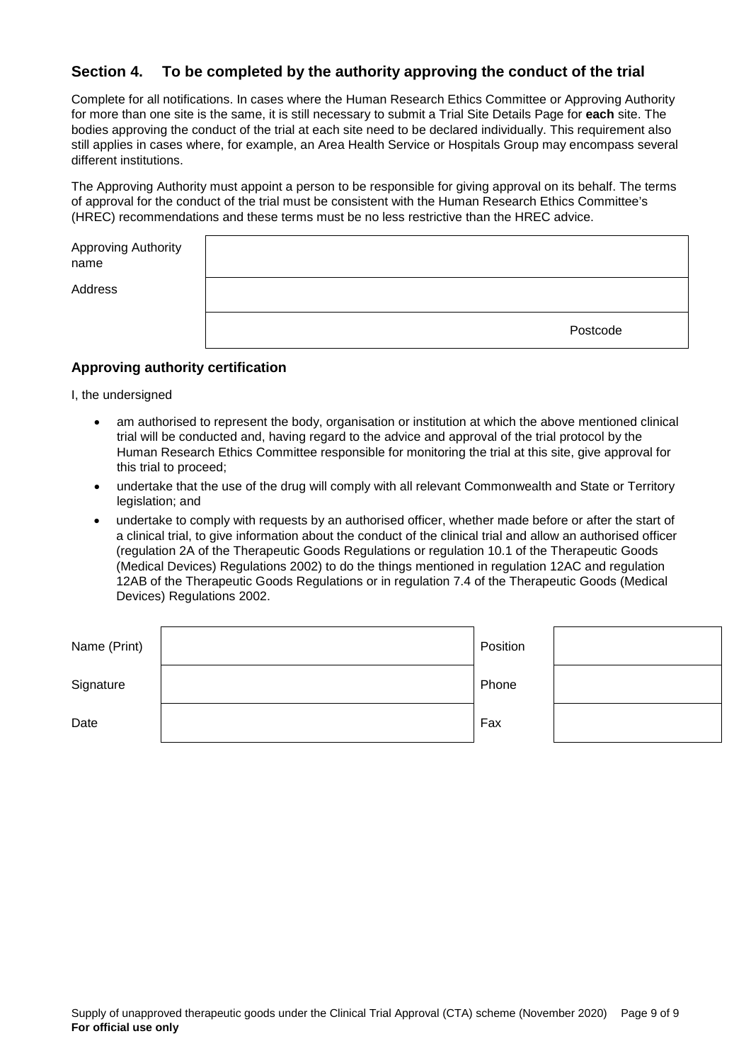## Section 4. To be completed by the authority approving the conduct of the trial

Complete for all notifications. In cases where the Human Research Ethics Committee or Approving Authority for more than one site is the same, it is still necessary to submit a Trial Site Details Page for **each** site. The bodies approving the conduct of the trial at each site need to be declared individually. This requirement also still applies in cases where, for example, an Area Health Service or Hospitals Group may encompass several different institutions.

The Approving Authority must appoint a person to be responsible for giving approval on its behalf. The terms of approval for the conduct of the trial must be consistent with the Human Research Ethics Committee's (HREC) recommendations and these terms must be no less restrictive than the HREC advice.

| | |
|---|---|
| Approving Authority name | |
| Address | |
| | Postcode |

### Approving authority certification

I, the undersigned

- am authorised to represent the body, organisation or institution at which the above mentioned clinical trial will be conducted and, having regard to the advice and approval of the trial protocol by the Human Research Ethics Committee responsible for monitoring the trial at this site, give approval for this trial to proceed;
- undertake that the use of the drug will comply with all relevant Commonwealth and State or Territory legislation; and
- undertake to comply with requests by an authorised officer, whether made before or after the start of a clinical trial, to give information about the conduct of the clinical trial and allow an authorised officer (regulation 2A of the Therapeutic Goods Regulations or regulation 10.1 of the Therapeutic Goods (Medical Devices) Regulations 2002) to do the things mentioned in regulation 12AC and regulation 12AB of the Therapeutic Goods Regulations or in regulation 7.4 of the Therapeutic Goods (Medical Devices) Regulations 2002.

| | | | |
|---|---|---|---|
| Name (Print) | | Position | |
| Signature | | Phone | |
| Date | | Fax | |

**For official use only**